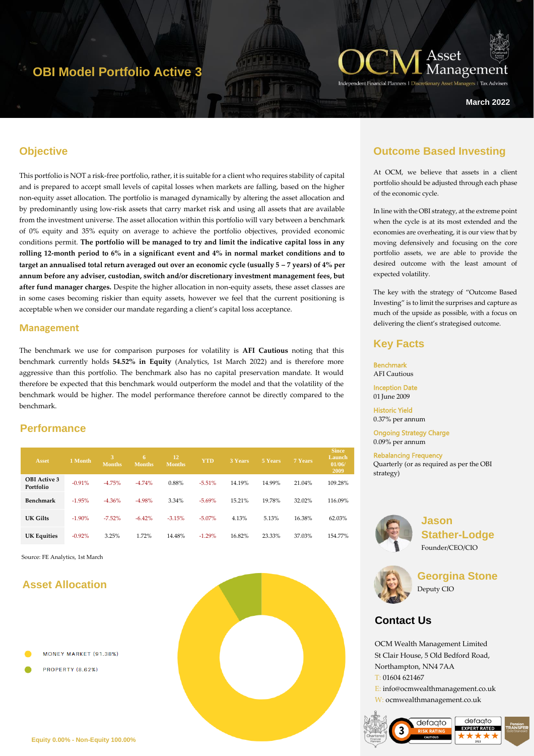# OBI Model Portfolio Active 3

OCM Asset Management

Independent Financial Planners | Discretionary Asset Managers | Tax Advisers

March 2022

## Objective

This portfolio is NOT a risk-free portfolio, rather, it is suitable for a client who requires stability of capital and is prepared to accept small levels of capital losses when markets are falling, based on the higher non-equity asset allocation. The portfolio is managed dynamically by altering the asset allocation and by predominantly using low-risk assets that carry market risk and using all assets that are available from the investment universe. The asset allocation within this portfolio will vary between a benchmark of 0% equity and 35% equity on average to achieve the portfolio objectives, provided economic conditions permit. **The portfolio will be managed to try and limit the indicative capital loss in any rolling 12-month period to 6% in a significant event and 4% in normal market conditions and to target an annualised total return averaged out over an economic cycle (usually 5 – 7 years) of 4% per annum before any adviser, custodian, switch and/or discretionary investment management fees, but after fund manager charges.** Despite the higher allocation in non-equity assets, these asset classes are in some cases becoming riskier than equity assets, however we feel that the current positioning is acceptable when we consider our mandate regarding a client's capital loss acceptance.

### Management

The benchmark we use for comparison purposes for volatility is **AFI Cautious** noting that this benchmark currently holds **54.52% in Equity** (Analytics, 1st March 2022) and is therefore more aggressive than this portfolio. The benchmark also has no capital preservation mandate. It would therefore be expected that this benchmark would outperform the model and that the volatility of the benchmark would be higher. The model performance therefore cannot be directly compared to the benchmark.

## Performance

| Asset | 1 Month | 3 Months | 6 Months | 12 Months | YTD | 3 Years | 5 Years | 7 Years | Since Launch 01/06/2009 |
|---|---|---|---|---|---|---|---|---|---|
| OBI Active 3 Portfolio | -0.91% | -4.75% | -4.74% | 0.88% | -5.51% | 14.19% | 14.99% | 21.04% | 109.28% |
| Benchmark | -1.95% | -4.36% | -4.98% | 3.34% | -5.69% | 15.21% | 19.78% | 32.02% | 116.09% |
| UK Gilts | -1.90% | -7.52% | -6.42% | -3.15% | -5.07% | 4.13% | 5.13% | 16.38% | 62.03% |
| UK Equities | -0.92% | 3.25% | 1.72% | 14.48% | -1.29% | 16.82% | 23.33% | 37.03% | 154.77% |

Source: FE Analytics, 1st March

## Asset Allocation

- MONEY MARKET (91.38%)
- PROPERTY (8.62%)

Equity 0.00% - Non-Equity 100.00%

## Outcome Based Investing

At OCM, we believe that assets in a client portfolio should be adjusted through each phase of the economic cycle.

In line with the OBI strategy, at the extreme point when the cycle is at its most extended and the economies are overheating, it is our view that by moving defensively and focusing on the core portfolio assets, we are able to provide the desired outcome with the least amount of expected volatility.

The key with the strategy of "Outcome Based Investing" is to limit the surprises and capture as much of the upside as possible, with a focus on delivering the client's strategised outcome.

## Key Facts

**Benchmark**
AFI Cautious

**Inception Date**
01 June 2009

**Historic Yield**
0.37% per annum

**Ongoing Strategy Charge**
0.09% per annum

**Rebalancing Frequency**
Quarterly (or as required as per the OBI strategy)

**Jason Stather-Lodge**
Founder/CEO/CIO

**Georgina Stone**
Deputy CIO

## Contact Us

OCM Wealth Management Limited
St Clair House, 5 Old Bedford Road,
Northampton, NN4 7AA
T: 01604 621467
E: info@ocmwealthmanagement.co.uk
W: ocmwealthmanagement.co.uk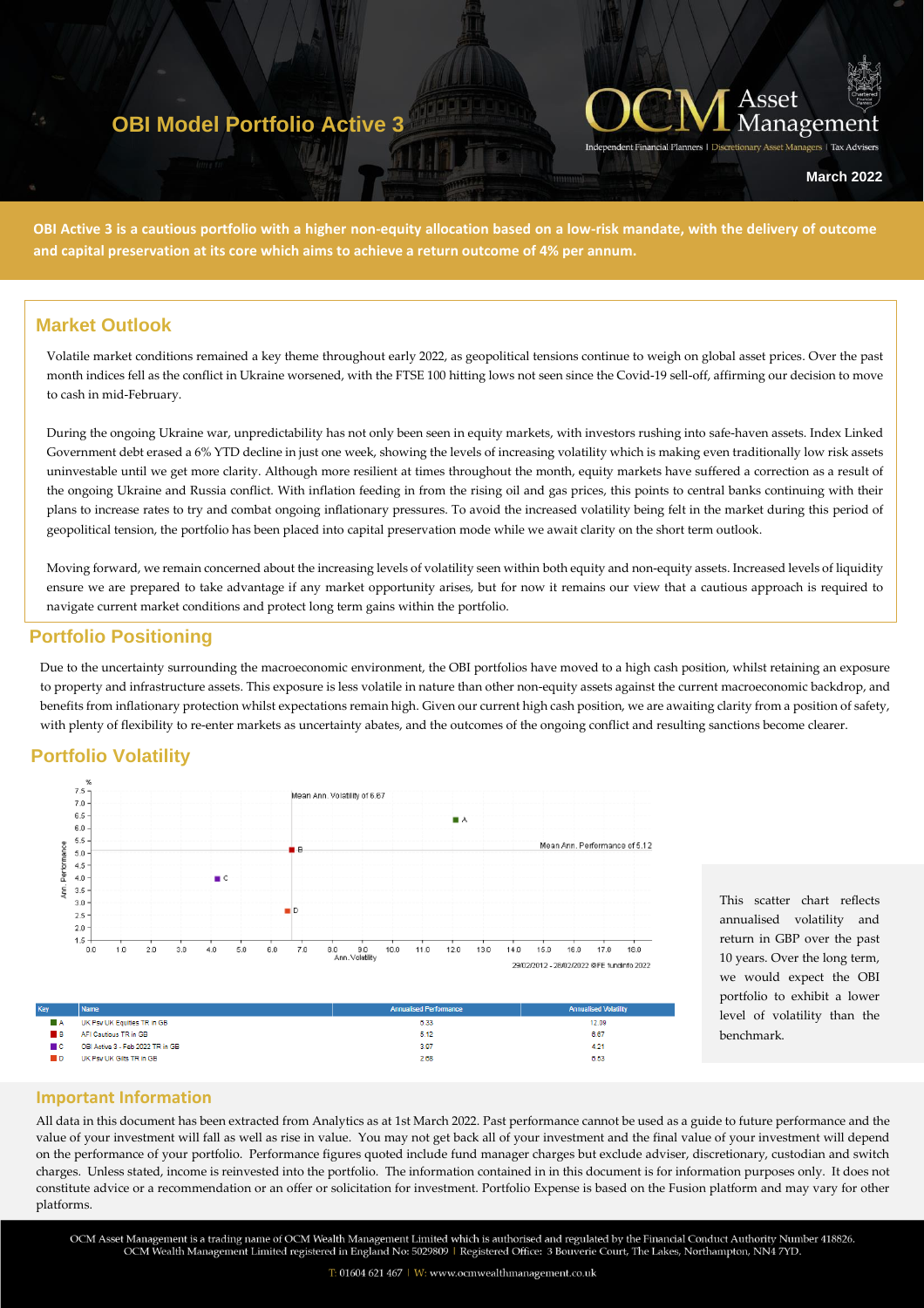# OBI Model Portfolio Active 3

OCM Asset Management

Independent Financial Planners | Discretionary Asset Managers | Tax Advisers

March 2022

**OBI Active 3 is a cautious portfolio with a higher non-equity allocation based on a low-risk mandate, with the delivery of outcome and capital preservation at its core which aims to achieve a return outcome of 4% per annum.**

## Market Outlook

Volatile market conditions remained a key theme throughout early 2022, as geopolitical tensions continue to weigh on global asset prices. Over the past month indices fell as the conflict in Ukraine worsened, with the FTSE 100 hitting lows not seen since the Covid-19 sell-off, affirming our decision to move to cash in mid-February.

During the ongoing Ukraine war, unpredictability has not only been seen in equity markets, with investors rushing into safe-haven assets. Index Linked Government debt erased a 6% YTD decline in just one week, showing the levels of increasing volatility which is making even traditionally low risk assets uninvestable until we get more clarity. Although more resilient at times throughout the month, equity markets have suffered a correction as a result of the ongoing Ukraine and Russia conflict. With inflation feeding in from the rising oil and gas prices, this points to central banks continuing with their plans to increase rates to try and combat ongoing inflationary pressures. To avoid the increased volatility being felt in the market during this period of geopolitical tension, the portfolio has been placed into capital preservation mode while we await clarity on the short term outlook.

Moving forward, we remain concerned about the increasing levels of volatility seen within both equity and non-equity assets. Increased levels of liquidity ensure we are prepared to take advantage if any market opportunity arises, but for now it remains our view that a cautious approach is required to navigate current market conditions and protect long term gains within the portfolio.

## Portfolio Positioning

Due to the uncertainty surrounding the macroeconomic environment, the OBI portfolios have moved to a high cash position, whilst retaining an exposure to property and infrastructure assets. This exposure is less volatile in nature than other non-equity assets against the current macroeconomic backdrop, and benefits from inflationary protection whilst expectations remain high. Given our current high cash position, we are awaiting clarity from a position of safety, with plenty of flexibility to re-enter markets as uncertainty abates, and the outcomes of the ongoing conflict and resulting sanctions become clearer.

## Portfolio Volatility

%

Mean Ann. Volatility of 6.67

Mean Ann. Performance of 5.12

Ann. Performance

Ann. Volatility

29/02/2012 - 28/02/2022 ©FE fundinfo 2022

| Key | Name | Annualised Performance | Annualised Volatility |
|---|---|---|---|
| A | UK Psv UK Equities TR in GB | 6.33 | 12.09 |
| B | AFI Cautious TR in GB | 5.12 | 6.67 |
| C | OBI Active 3 - Feb 2022 TR in GB | 3.97 | 4.21 |
| D | UK Psv UK Gilts TR in GB | 2.68 | 6.53 |

This scatter chart reflects annualised volatility and return in GBP over the past 10 years. Over the long term, we would expect the OBI portfolio to exhibit a lower level of volatility than the benchmark.

## Important Information

All data in this document has been extracted from Analytics as at 1st March 2022. Past performance cannot be used as a guide to future performance and the value of your investment will fall as well as rise in value. You may not get back all of your investment and the final value of your investment will depend on the performance of your portfolio. Performance figures quoted include fund manager charges but exclude adviser, discretionary, custodian and switch charges. Unless stated, income is reinvested into the portfolio. The information contained in in this document is for information purposes only. It does not constitute advice or a recommendation or an offer or solicitation for investment. Portfolio Expense is based on the Fusion platform and may vary for other platforms.

OCM Asset Management is a trading name of OCM Wealth Management Limited which is authorised and regulated by the Financial Conduct Authority Number 418826. OCM Wealth Management Limited registered in England No: 5029809 | Registered Office: 3 Bouverie Court, The Lakes, Northampton, NN4 7YD.

T: 01604 621 467 | W: www.ocmwealthmanagement.co.uk